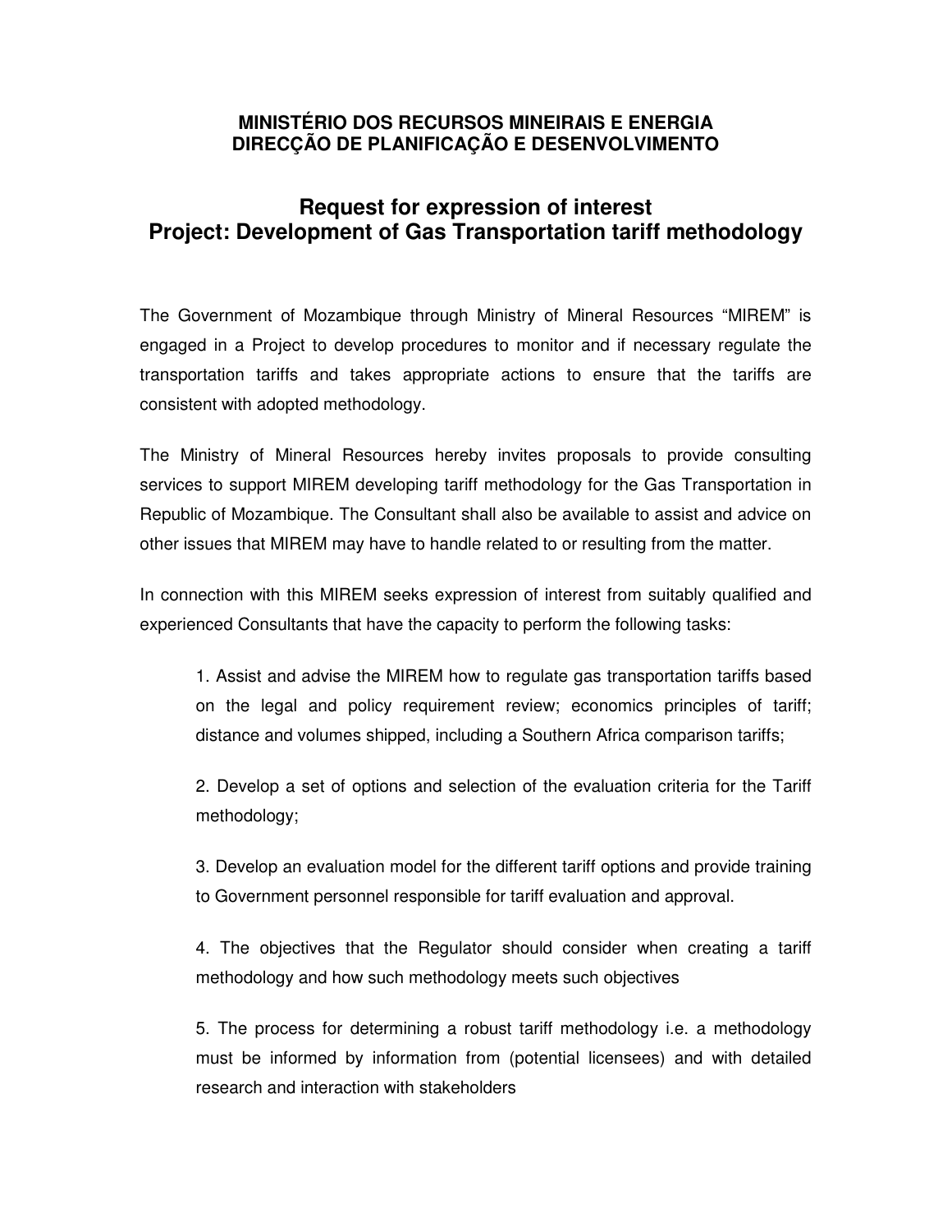**MINISTÉRIO DOS RECURSOS MINEIRAIS E ENERGIA**
**DIRECÇÃO DE PLANIFICAÇÃO E DESENVOLVIMENTO**

# Request for expression of interest
# Project: Development of Gas Transportation tariff methodology

The Government of Mozambique through Ministry of Mineral Resources "MIREM" is engaged in a Project to develop procedures to monitor and if necessary regulate the transportation tariffs and takes appropriate actions to ensure that the tariffs are consistent with adopted methodology.

The Ministry of Mineral Resources hereby invites proposals to provide consulting services to support MIREM developing tariff methodology for the Gas Transportation in Republic of Mozambique. The Consultant shall also be available to assist and advice on other issues that MIREM may have to handle related to or resulting from the matter.

In connection with this MIREM seeks expression of interest from suitably qualified and experienced Consultants that have the capacity to perform the following tasks:

1. Assist and advise the MIREM how to regulate gas transportation tariffs based on the legal and policy requirement review; economics principles of tariff; distance and volumes shipped, including a Southern Africa comparison tariffs;

2. Develop a set of options and selection of the evaluation criteria for the Tariff methodology;

3. Develop an evaluation model for the different tariff options and provide training to Government personnel responsible for tariff evaluation and approval.

4. The objectives that the Regulator should consider when creating a tariff methodology and how such methodology meets such objectives

5. The process for determining a robust tariff methodology i.e. a methodology must be informed by information from (potential licensees) and with detailed research and interaction with stakeholders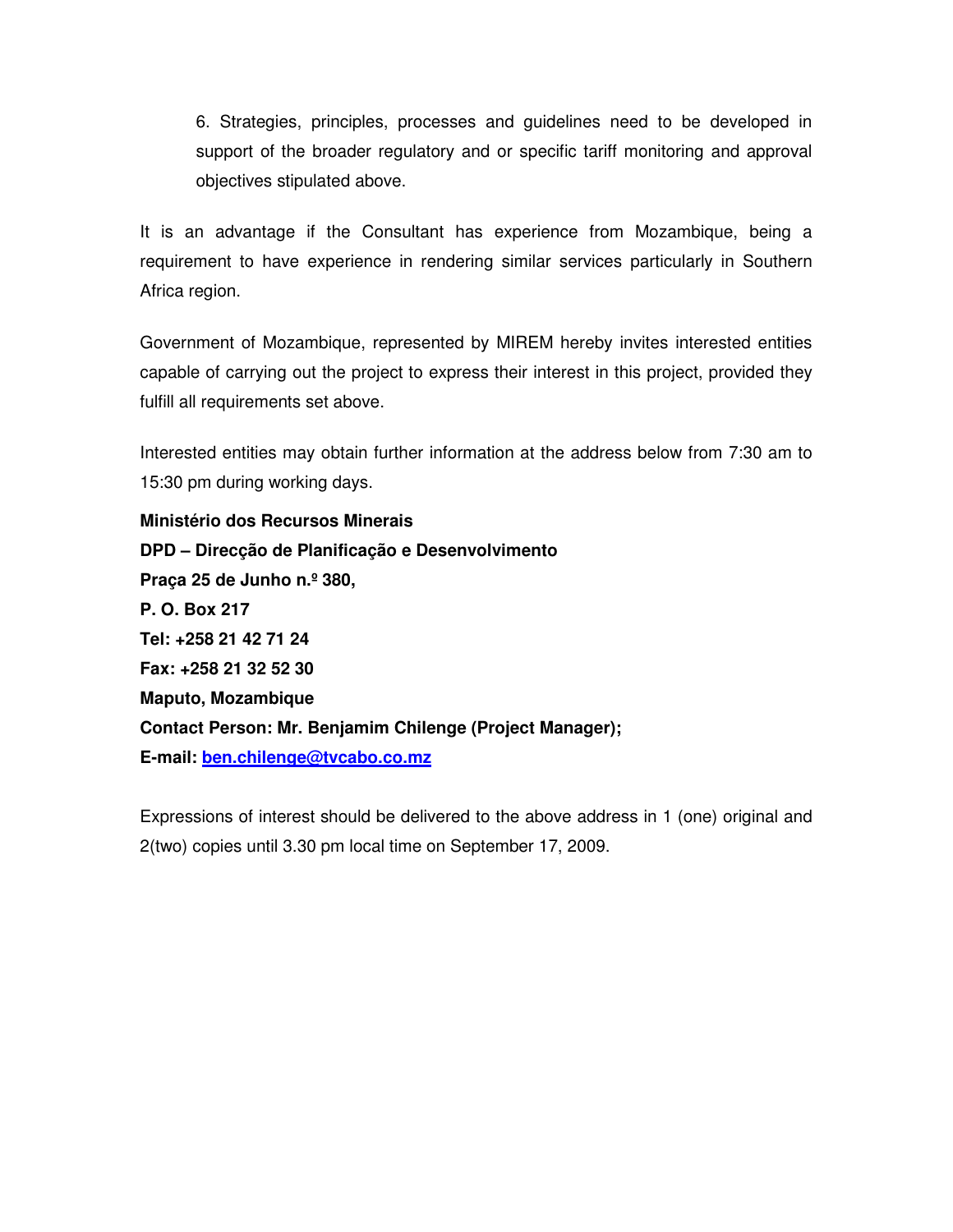6. Strategies, principles, processes and guidelines need to be developed in support of the broader regulatory and or specific tariff monitoring and approval objectives stipulated above.

It is an advantage if the Consultant has experience from Mozambique, being a requirement to have experience in rendering similar services particularly in Southern Africa region.

Government of Mozambique, represented by MIREM hereby invites interested entities capable of carrying out the project to express their interest in this project, provided they fulfill all requirements set above.

Interested entities may obtain further information at the address below from 7:30 am to 15:30 pm during working days.

**Ministério dos Recursos Minerais**
**DPD – Direcção de Planificação e Desenvolvimento**
**Praça 25 de Junho n.º 380,**
**P. O. Box 217**
**Tel: +258 21 42 71 24**
**Fax: +258 21 32 52 30**
**Maputo, Mozambique**
**Contact Person: Mr. Benjamim Chilenge (Project Manager);**
**E-mail: ben.chilenge@tvcabo.co.mz**

Expressions of interest should be delivered to the above address in 1 (one) original and 2(two) copies until 3.30 pm local time on September 17, 2009.